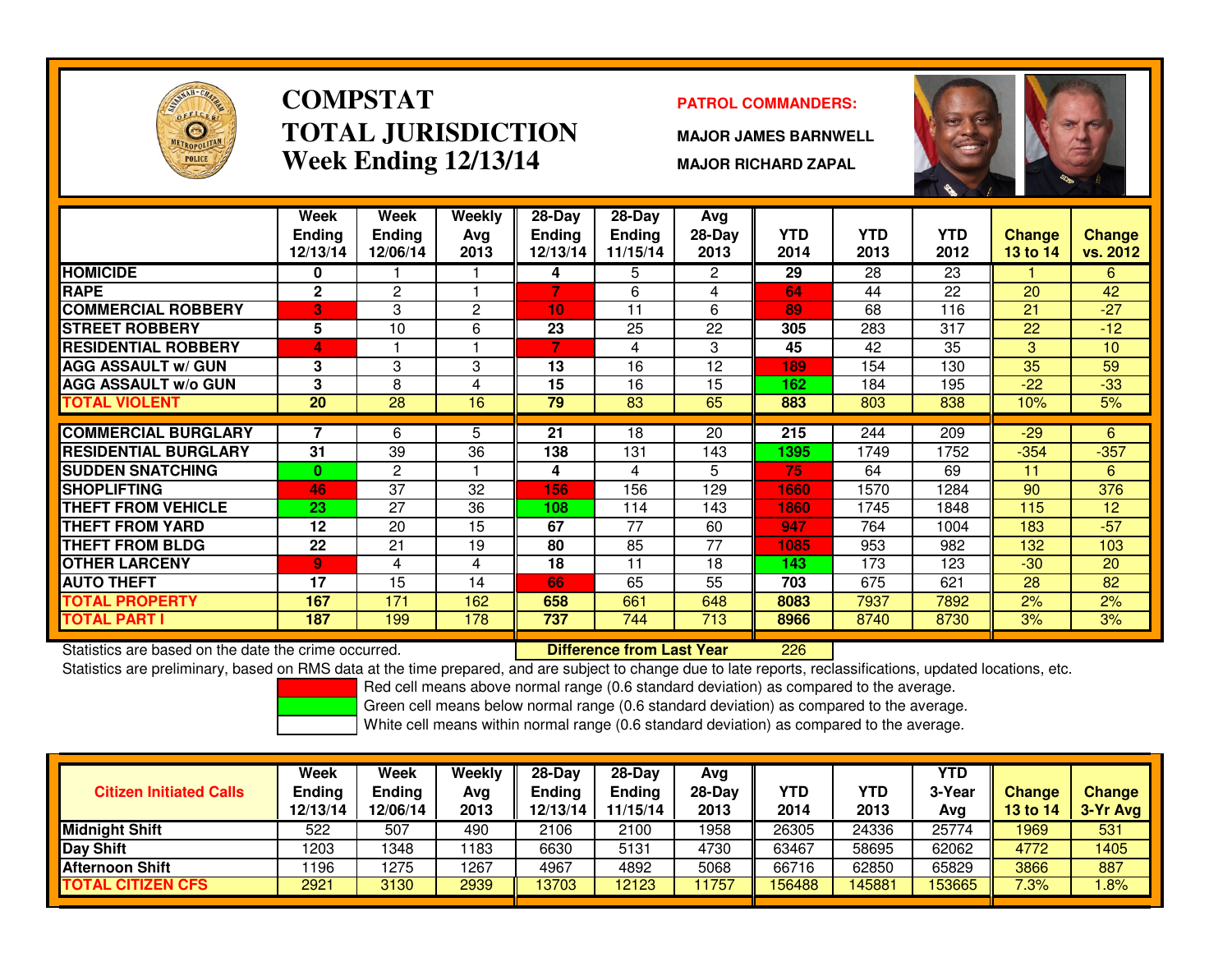# COMPSTAT
# TOTAL JURISDICTION
## Week Ending 12/13/14

**PATROL COMMANDERS:**

**MAJOR JAMES BARNWELL**

**MAJOR RICHARD ZAPAL**

| | Week Ending 12/13/14 | Week Ending 12/06/14 | Weekly Avg 2013 | 28-Day Ending 12/13/14 | 28-Day Ending 11/15/14 | Avg 28-Day 2013 | YTD 2014 | YTD 2013 | YTD 2012 | Change 13 to 14 | Change vs. 2012 |
|---|---|---|---|---|---|---|---|---|---|---|---|
| HOMICIDE | 0 | 1 | 1 | 4 | 5 | 2 | 29 | 28 | 23 | 1 | 6 |
| RAPE | 2 | 2 | 1 | 7 | 6 | 4 | 64 | 44 | 22 | 20 | 42 |
| COMMERCIAL ROBBERY | 3 | 3 | 2 | 10 | 11 | 6 | 89 | 68 | 116 | 21 | -27 |
| STREET ROBBERY | 5 | 10 | 6 | 23 | 25 | 22 | 305 | 283 | 317 | 22 | -12 |
| RESIDENTIAL ROBBERY | 4 | 1 | 1 | 7 | 4 | 3 | 45 | 42 | 35 | 3 | 10 |
| AGG ASSAULT w/ GUN | 3 | 3 | 3 | 13 | 16 | 12 | 189 | 154 | 130 | 35 | 59 |
| AGG ASSAULT w/o GUN | 3 | 8 | 4 | 15 | 16 | 15 | 162 | 184 | 195 | -22 | -33 |
| TOTAL VIOLENT | 20 | 28 | 16 | 79 | 83 | 65 | 883 | 803 | 838 | 10% | 5% |
| COMMERCIAL BURGLARY | 7 | 6 | 5 | 21 | 18 | 20 | 215 | 244 | 209 | -29 | 6 |
| RESIDENTIAL BURGLARY | 31 | 39 | 36 | 138 | 131 | 143 | 1395 | 1749 | 1752 | -354 | -357 |
| SUDDEN SNATCHING | 0 | 2 | 1 | 4 | 4 | 5 | 75 | 64 | 69 | 11 | 6 |
| SHOPLIFTING | 46 | 37 | 32 | 156 | 156 | 129 | 1660 | 1570 | 1284 | 90 | 376 |
| THEFT FROM VEHICLE | 23 | 27 | 36 | 108 | 114 | 143 | 1860 | 1745 | 1848 | 115 | 12 |
| THEFT FROM YARD | 12 | 20 | 15 | 67 | 77 | 60 | 947 | 764 | 1004 | 183 | -57 |
| THEFT FROM BLDG | 22 | 21 | 19 | 80 | 85 | 77 | 1085 | 953 | 982 | 132 | 103 |
| OTHER LARCENY | 9 | 4 | 4 | 18 | 11 | 18 | 143 | 173 | 123 | -30 | 20 |
| AUTO THEFT | 17 | 15 | 14 | 66 | 65 | 55 | 703 | 675 | 621 | 28 | 82 |
| TOTAL PROPERTY | 167 | 171 | 162 | 658 | 661 | 648 | 8083 | 7937 | 7892 | 2% | 2% |
| TOTAL PART I | 187 | 199 | 178 | 737 | 744 | 713 | 8966 | 8740 | 8730 | 3% | 3% |

Statistics are based on the date the crime occurred.

**Difference from Last Year** 226

Statistics are preliminary, based on RMS data at the time prepared, and are subject to change due to late reports, reclassifications, updated locations, etc.

Red cell means above normal range (0.6 standard deviation) as compared to the average.
Green cell means below normal range (0.6 standard deviation) as compared to the average.
White cell means within normal range (0.6 standard deviation) as compared to the average.

| Citizen Initiated Calls | Week Ending 12/13/14 | Week Ending 12/06/14 | Weekly Avg 2013 | 28-Day Ending 12/13/14 | 28-Day Ending 11/15/14 | Avg 28-Day 2013 | YTD 2014 | YTD 2013 | YTD 3-Year Avg | Change 13 to 14 | Change 3-Yr Avg |
|---|---|---|---|---|---|---|---|---|---|---|---|
| Midnight Shift | 522 | 507 | 490 | 2106 | 2100 | 1958 | 26305 | 24336 | 25774 | 1969 | 531 |
| Day Shift | 1203 | 1348 | 1183 | 6630 | 5131 | 4730 | 63467 | 58695 | 62062 | 4772 | 1405 |
| Afternoon Shift | 1196 | 1275 | 1267 | 4967 | 4892 | 5068 | 66716 | 62850 | 65829 | 3866 | 887 |
| TOTAL CITIZEN CFS | 2921 | 3130 | 2939 | 13703 | 12123 | 11757 | 156488 | 145881 | 153665 | 7.3% | 1.8% |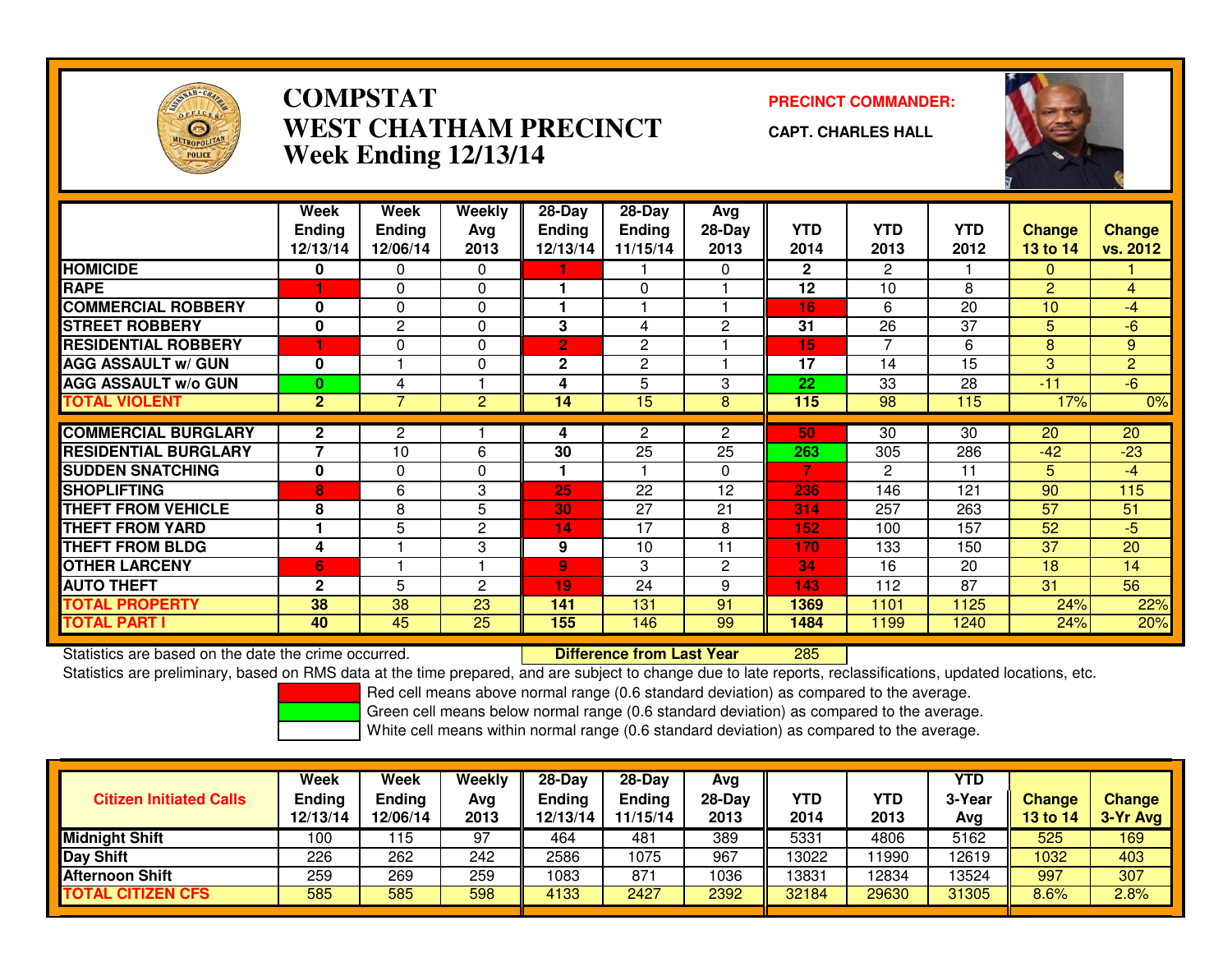# COMPSTAT
# WEST CHATHAM PRECINCT
## Week Ending 12/13/14

**PRECINCT COMMANDER:**
**CAPT. CHARLES HALL**

| | Week Ending 12/13/14 | Week Ending 12/06/14 | Weekly Avg 2013 | 28-Day Ending 12/13/14 | 28-Day Ending 11/15/14 | Avg 28-Day 2013 | YTD 2014 | YTD 2013 | YTD 2012 | Change 13 to 14 | Change vs. 2012 |
|---|---|---|---|---|---|---|---|---|---|---|---|
| HOMICIDE | 0 | 0 | 0 | 1 | 1 | 0 | 2 | 2 | 1 | 0 | 1 |
| RAPE | 1 | 0 | 0 | 1 | 0 | 1 | 12 | 10 | 8 | 2 | 4 |
| COMMERCIAL ROBBERY | 0 | 0 | 0 | 1 | 1 | 1 | 16 | 6 | 20 | 10 | -4 |
| STREET ROBBERY | 0 | 2 | 0 | 3 | 4 | 2 | 31 | 26 | 37 | 5 | -6 |
| RESIDENTIAL ROBBERY | 1 | 0 | 0 | 2 | 2 | 1 | 15 | 7 | 6 | 8 | 9 |
| AGG ASSAULT w/ GUN | 0 | 1 | 0 | 2 | 2 | 1 | 17 | 14 | 15 | 3 | 2 |
| AGG ASSAULT w/o GUN | 0 | 4 | 1 | 4 | 5 | 3 | 22 | 33 | 28 | -11 | -6 |
| TOTAL VIOLENT | 2 | 7 | 2 | 14 | 15 | 8 | 115 | 98 | 115 | 17% | 0% |
| COMMERCIAL BURGLARY | 2 | 2 | 1 | 4 | 2 | 2 | 50 | 30 | 30 | 20 | 20 |
| RESIDENTIAL BURGLARY | 7 | 10 | 6 | 30 | 25 | 25 | 263 | 305 | 286 | -42 | -23 |
| SUDDEN SNATCHING | 0 | 0 | 0 | 1 | 1 | 0 | 7 | 2 | 11 | 5 | -4 |
| SHOPLIFTING | 8 | 6 | 3 | 25 | 22 | 12 | 236 | 146 | 121 | 90 | 115 |
| THEFT FROM VEHICLE | 8 | 8 | 5 | 30 | 27 | 21 | 314 | 257 | 263 | 57 | 51 |
| THEFT FROM YARD | 1 | 5 | 2 | 14 | 17 | 8 | 152 | 100 | 157 | 52 | -5 |
| THEFT FROM BLDG | 4 | 1 | 3 | 9 | 10 | 11 | 170 | 133 | 150 | 37 | 20 |
| OTHER LARCENY | 6 | 1 | 1 | 9 | 3 | 2 | 34 | 16 | 20 | 18 | 14 |
| AUTO THEFT | 2 | 5 | 2 | 19 | 24 | 9 | 143 | 112 | 87 | 31 | 56 |
| TOTAL PROPERTY | 38 | 38 | 23 | 141 | 131 | 91 | 1369 | 1101 | 1125 | 24% | 22% |
| TOTAL PART I | 40 | 45 | 25 | 155 | 146 | 99 | 1484 | 1199 | 1240 | 24% | 20% |

Statistics are based on the date the crime occurred. **Difference from Last Year** 285

Statistics are preliminary, based on RMS data at the time prepared, and are subject to change due to late reports, reclassifications, updated locations, etc.

Red cell means above normal range (0.6 standard deviation) as compared to the average.
Green cell means below normal range (0.6 standard deviation) as compared to the average.
White cell means within normal range (0.6 standard deviation) as compared to the average.

| Citizen Initiated Calls | Week Ending 12/13/14 | Week Ending 12/06/14 | Weekly Avg 2013 | 28-Day Ending 12/13/14 | 28-Day Ending 11/15/14 | Avg 28-Day 2013 | YTD 2014 | YTD 2013 | YTD 3-Year Avg | Change 13 to 14 | Change 3-Yr Avg |
|---|---|---|---|---|---|---|---|---|---|---|---|
| Midnight Shift | 100 | 115 | 97 | 464 | 481 | 389 | 5331 | 4806 | 5162 | 525 | 169 |
| Day Shift | 226 | 262 | 242 | 2586 | 1075 | 967 | 13022 | 11990 | 12619 | 1032 | 403 |
| Afternoon Shift | 259 | 269 | 259 | 1083 | 871 | 1036 | 13831 | 12834 | 13524 | 997 | 307 |
| TOTAL CITIZEN CFS | 585 | 585 | 598 | 4133 | 2427 | 2392 | 32184 | 29630 | 31305 | 8.6% | 2.8% |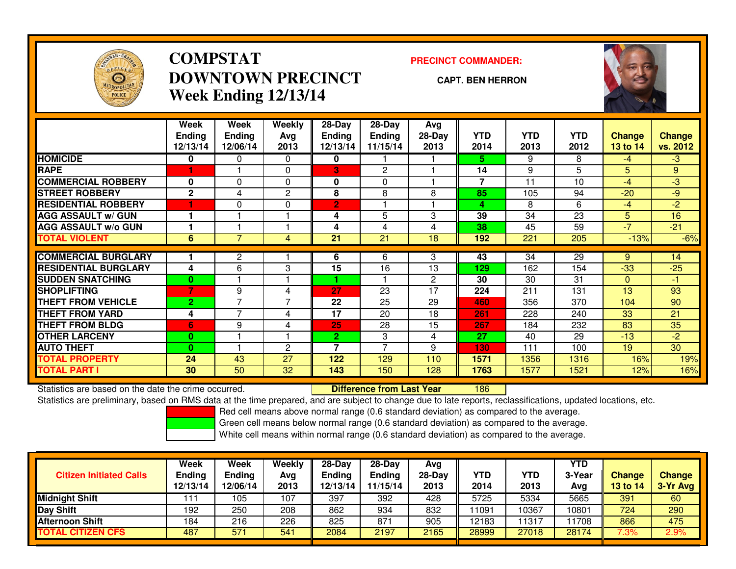# COMPSTAT
# DOWNTOWN PRECINCT
## Week Ending 12/13/14

**PRECINCT COMMANDER:**

**CAPT. BEN HERRON**

| | Week Ending 12/13/14 | Week Ending 12/06/14 | Weekly Avg 2013 | 28-Day Ending 12/13/14 | 28-Day Ending 11/15/14 | Avg 28-Day 2013 | YTD 2014 | YTD 2013 | YTD 2012 | Change 13 to 14 | Change vs. 2012 |
|---|---|---|---|---|---|---|---|---|---|---|---|
| HOMICIDE | 0 | 0 | 0 | 0 | 1 | 1 | 5 | 9 | 8 | -4 | -3 |
| RAPE | 1 | 1 | 0 | 3 | 2 | 1 | 14 | 9 | 5 | 5 | 9 |
| COMMERCIAL ROBBERY | 0 | 0 | 0 | 0 | 0 | 1 | 7 | 11 | 10 | -4 | -3 |
| STREET ROBBERY | 2 | 4 | 2 | 8 | 8 | 8 | 85 | 105 | 94 | -20 | -9 |
| RESIDENTIAL ROBBERY | 1 | 0 | 0 | 2 | 1 | 1 | 4 | 8 | 6 | -4 | -2 |
| AGG ASSAULT w/ GUN | 1 | 1 | 1 | 4 | 5 | 3 | 39 | 34 | 23 | 5 | 16 |
| AGG ASSAULT w/o GUN | 1 | 1 | 1 | 4 | 4 | 4 | 38 | 45 | 59 | -7 | -21 |
| TOTAL VIOLENT | 6 | 7 | 4 | 21 | 21 | 18 | 192 | 221 | 205 | -13% | -6% |
| COMMERCIAL BURGLARY | 1 | 2 | 1 | 6 | 6 | 3 | 43 | 34 | 29 | 9 | 14 |
| RESIDENTIAL BURGLARY | 4 | 6 | 3 | 15 | 16 | 13 | 129 | 162 | 154 | -33 | -25 |
| SUDDEN SNATCHING | 0 | 1 | 1 | 1 | 1 | 2 | 30 | 30 | 31 | 0 | -1 |
| SHOPLIFTING | 7 | 9 | 4 | 27 | 23 | 17 | 224 | 211 | 131 | 13 | 93 |
| THEFT FROM VEHICLE | 2 | 7 | 7 | 22 | 25 | 29 | 460 | 356 | 370 | 104 | 90 |
| THEFT FROM YARD | 4 | 7 | 4 | 17 | 20 | 18 | 261 | 228 | 240 | 33 | 21 |
| THEFT FROM BLDG | 6 | 9 | 4 | 25 | 28 | 15 | 267 | 184 | 232 | 83 | 35 |
| OTHER LARCENY | 0 | 1 | 1 | 2 | 3 | 4 | 27 | 40 | 29 | -13 | -2 |
| AUTO THEFT | 0 | 1 | 2 | 7 | 7 | 9 | 130 | 111 | 100 | 19 | 30 |
| TOTAL PROPERTY | 24 | 43 | 27 | 122 | 129 | 110 | 1571 | 1356 | 1316 | 16% | 19% |
| TOTAL PART I | 30 | 50 | 32 | 143 | 150 | 128 | 1763 | 1577 | 1521 | 12% | 16% |

Statistics are based on the date the crime occurred. **Difference from Last Year** 186

Statistics are preliminary, based on RMS data at the time prepared, and are subject to change due to late reports, reclassifications, updated locations, etc.

Red cell means above normal range (0.6 standard deviation) as compared to the average.
Green cell means below normal range (0.6 standard deviation) as compared to the average.
White cell means within normal range (0.6 standard deviation) as compared to the average.

| Citizen Initiated Calls | Week Ending 12/13/14 | Week Ending 12/06/14 | Weekly Avg 2013 | 28-Day Ending 12/13/14 | 28-Day Ending 11/15/14 | Avg 28-Day 2013 | YTD 2014 | YTD 2013 | YTD 3-Year Avg | Change 13 to 14 | Change 3-Yr Avg |
|---|---|---|---|---|---|---|---|---|---|---|---|
| Midnight Shift | 111 | 105 | 107 | 397 | 392 | 428 | 5725 | 5334 | 5665 | 391 | 60 |
| Day Shift | 192 | 250 | 208 | 862 | 934 | 832 | 11091 | 10367 | 10801 | 724 | 290 |
| Afternoon Shift | 184 | 216 | 226 | 825 | 871 | 905 | 12183 | 11317 | 11708 | 866 | 475 |
| TOTAL CITIZEN CFS | 487 | 571 | 541 | 2084 | 2197 | 2165 | 28999 | 27018 | 28174 | 7.3% | 2.9% |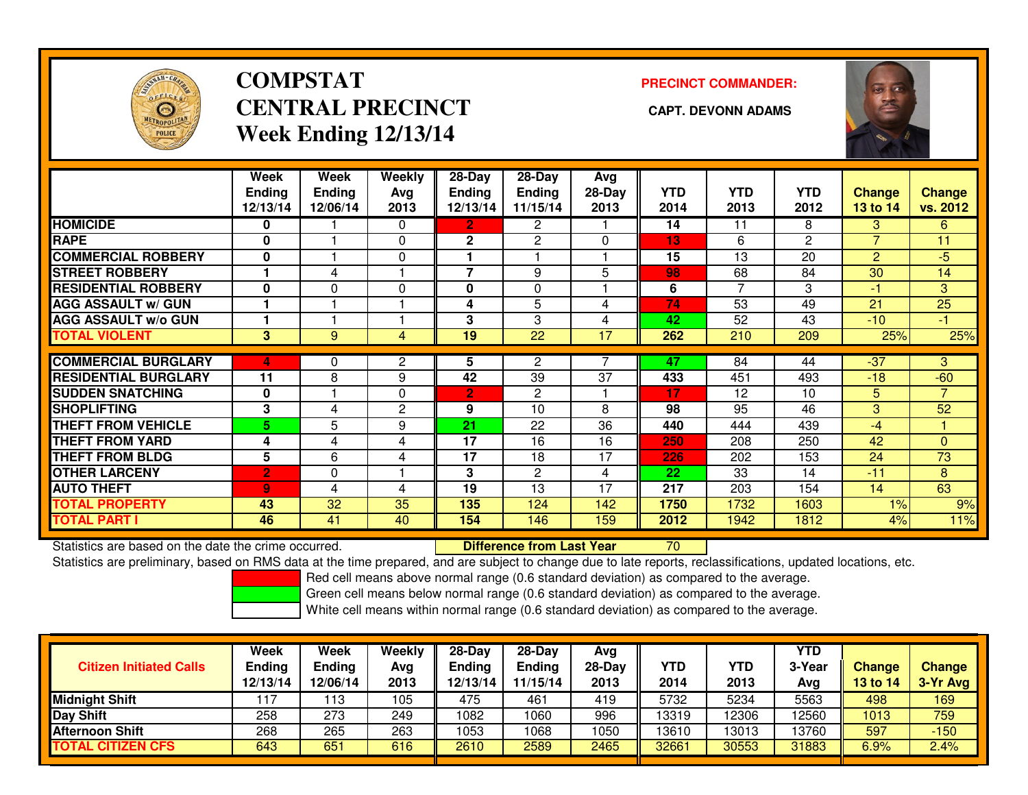# COMPSTAT
# CENTRAL PRECINCT
## Week Ending 12/13/14

**PRECINCT COMMANDER:**

**CAPT. DEVONN ADAMS**

| | Week Ending 12/13/14 | Week Ending 12/06/14 | Weekly Avg 2013 | 28-Day Ending 12/13/14 | 28-Day Ending 11/15/14 | Avg 28-Day 2013 | YTD 2014 | YTD 2013 | YTD 2012 | Change 13 to 14 | Change vs. 2012 |
|---|---|---|---|---|---|---|---|---|---|---|---|
| HOMICIDE | 0 | 1 | 0 | 2 | 2 | 1 | 14 | 11 | 8 | 3 | 6 |
| RAPE | 0 | 1 | 0 | 2 | 2 | 0 | 13 | 6 | 2 | 7 | 11 |
| COMMERCIAL ROBBERY | 0 | 1 | 0 | 1 | 1 | 1 | 15 | 13 | 20 | 2 | -5 |
| STREET ROBBERY | 1 | 4 | 1 | 7 | 9 | 5 | 98 | 68 | 84 | 30 | 14 |
| RESIDENTIAL ROBBERY | 0 | 0 | 0 | 0 | 0 | 1 | 6 | 7 | 3 | -1 | 3 |
| AGG ASSAULT w/ GUN | 1 | 1 | 1 | 4 | 5 | 4 | 74 | 53 | 49 | 21 | 25 |
| AGG ASSAULT w/o GUN | 1 | 1 | 1 | 3 | 3 | 4 | 42 | 52 | 43 | -10 | -1 |
| TOTAL VIOLENT | 3 | 9 | 4 | 19 | 22 | 17 | 262 | 210 | 209 | 25% | 25% |
| COMMERCIAL BURGLARY | 4 | 0 | 2 | 5 | 2 | 7 | 47 | 84 | 44 | -37 | 3 |
| RESIDENTIAL BURGLARY | 11 | 8 | 9 | 42 | 39 | 37 | 433 | 451 | 493 | -18 | -60 |
| SUDDEN SNATCHING | 0 | 1 | 0 | 2 | 2 | 1 | 17 | 12 | 10 | 5 | 7 |
| SHOPLIFTING | 3 | 4 | 2 | 9 | 10 | 8 | 98 | 95 | 46 | 3 | 52 |
| THEFT FROM VEHICLE | 5 | 5 | 9 | 21 | 22 | 36 | 440 | 444 | 439 | -4 | 1 |
| THEFT FROM YARD | 4 | 4 | 4 | 17 | 16 | 16 | 250 | 208 | 250 | 42 | 0 |
| THEFT FROM BLDG | 5 | 6 | 4 | 17 | 18 | 17 | 226 | 202 | 153 | 24 | 73 |
| OTHER LARCENY | 2 | 0 | 1 | 3 | 2 | 4 | 22 | 33 | 14 | -11 | 8 |
| AUTO THEFT | 9 | 4 | 4 | 19 | 13 | 17 | 217 | 203 | 154 | 14 | 63 |
| TOTAL PROPERTY | 43 | 32 | 35 | 135 | 124 | 142 | 1750 | 1732 | 1603 | 1% | 9% |
| TOTAL PART I | 46 | 41 | 40 | 154 | 146 | 159 | 2012 | 1942 | 1812 | 4% | 11% |

Statistics are based on the date the crime occurred. **Difference from Last Year** 70

Statistics are preliminary, based on RMS data at the time prepared, and are subject to change due to late reports, reclassifications, updated locations, etc.

Red cell means above normal range (0.6 standard deviation) as compared to the average.

Green cell means below normal range (0.6 standard deviation) as compared to the average.

White cell means within normal range (0.6 standard deviation) as compared to the average.

| Citizen Initiated Calls | Week Ending 12/13/14 | Week Ending 12/06/14 | Weekly Avg 2013 | 28-Day Ending 12/13/14 | 28-Day Ending 11/15/14 | Avg 28-Day 2013 | YTD 2014 | YTD 2013 | YTD 3-Year Avg | Change 13 to 14 | Change 3-Yr Avg |
|---|---|---|---|---|---|---|---|---|---|---|---|
| Midnight Shift | 117 | 113 | 105 | 475 | 461 | 419 | 5732 | 5234 | 5563 | 498 | 169 |
| Day Shift | 258 | 273 | 249 | 1082 | 1060 | 996 | 13319 | 12306 | 12560 | 1013 | 759 |
| Afternoon Shift | 268 | 265 | 263 | 1053 | 1068 | 1050 | 13610 | 13013 | 13760 | 597 | -150 |
| TOTAL CITIZEN CFS | 643 | 651 | 616 | 2610 | 2589 | 2465 | 32661 | 30553 | 31883 | 6.9% | 2.4% |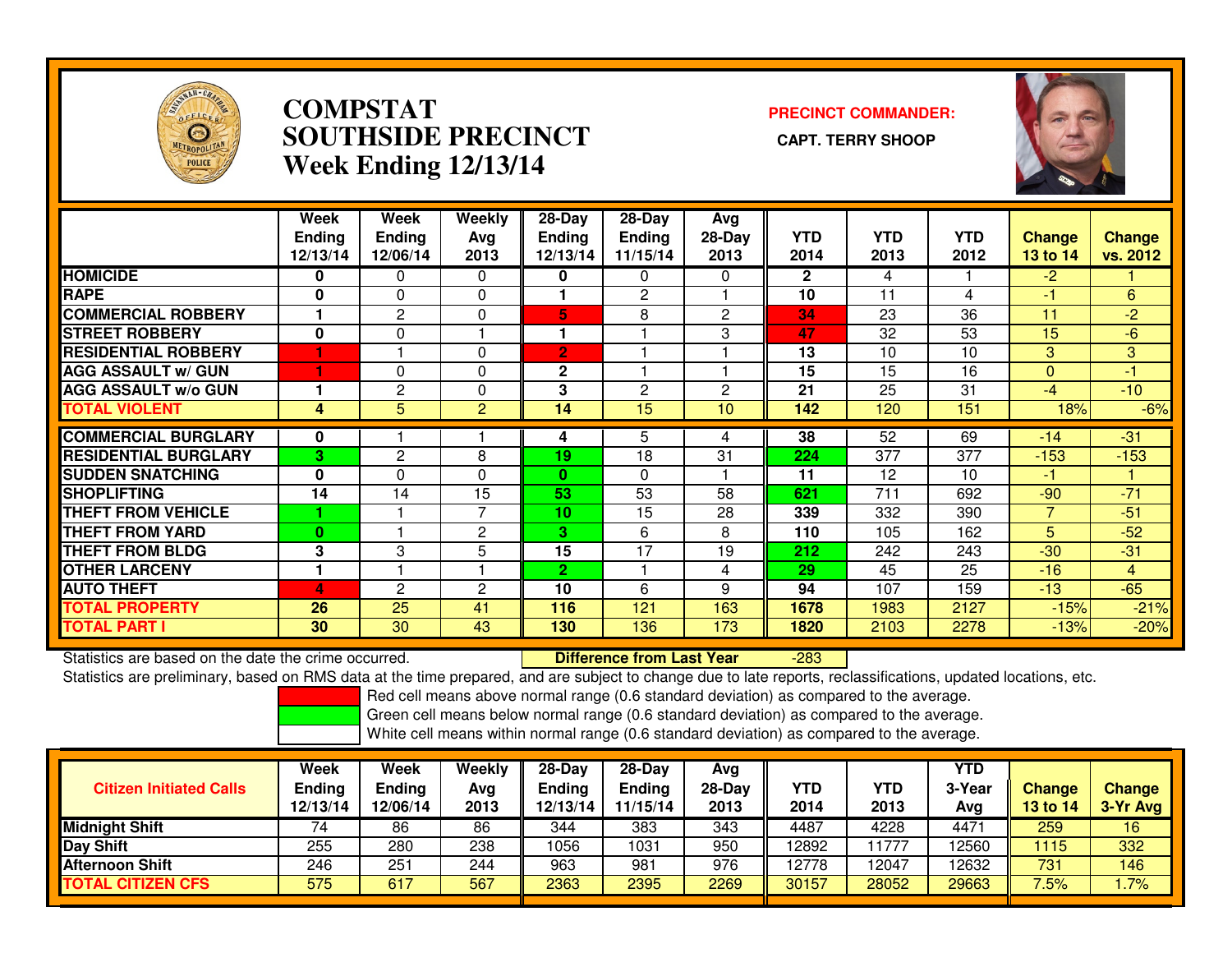# COMPSTAT
# SOUTHSIDE PRECINCT
# Week Ending 12/13/14

**PRECINCT COMMANDER:**

**CAPT. TERRY SHOOP**

| | Week Ending 12/13/14 | Week Ending 12/06/14 | Weekly Avg 2013 | 28-Day Ending 12/13/14 | 28-Day Ending 11/15/14 | Avg 28-Day 2013 | YTD 2014 | YTD 2013 | YTD 2012 | Change 13 to 14 | Change vs. 2012 |
|---|---|---|---|---|---|---|---|---|---|---|---|
| HOMICIDE | 0 | 0 | 0 | 0 | 0 | 0 | 2 | 4 | 1 | -2 | 1 |
| RAPE | 0 | 0 | 0 | 1 | 2 | 1 | 10 | 11 | 4 | -1 | 6 |
| COMMERCIAL ROBBERY | 1 | 2 | 0 | 5 | 8 | 2 | 34 | 23 | 36 | 11 | -2 |
| STREET ROBBERY | 0 | 0 | 1 | 1 | 1 | 3 | 47 | 32 | 53 | 15 | -6 |
| RESIDENTIAL ROBBERY | 1 | 1 | 0 | 2 | 1 | 1 | 13 | 10 | 10 | 3 | 3 |
| AGG ASSAULT w/ GUN | 1 | 0 | 0 | 2 | 1 | 1 | 15 | 15 | 16 | 0 | -1 |
| AGG ASSAULT w/o GUN | 1 | 2 | 0 | 3 | 2 | 2 | 21 | 25 | 31 | -4 | -10 |
| TOTAL VIOLENT | 4 | 5 | 2 | 14 | 15 | 10 | 142 | 120 | 151 | 18% | -6% |
| COMMERCIAL BURGLARY | 0 | 1 | 1 | 4 | 5 | 4 | 38 | 52 | 69 | -14 | -31 |
| RESIDENTIAL BURGLARY | 3 | 2 | 8 | 19 | 18 | 31 | 224 | 377 | 377 | -153 | -153 |
| SUDDEN SNATCHING | 0 | 0 | 0 | 0 | 0 | 1 | 11 | 12 | 10 | -1 | 1 |
| SHOPLIFTING | 14 | 14 | 15 | 53 | 53 | 58 | 621 | 711 | 692 | -90 | -71 |
| THEFT FROM VEHICLE | 1 | 1 | 7 | 10 | 15 | 28 | 339 | 332 | 390 | 7 | -51 |
| THEFT FROM YARD | 0 | 1 | 2 | 3 | 6 | 8 | 110 | 105 | 162 | 5 | -52 |
| THEFT FROM BLDG | 3 | 3 | 5 | 15 | 17 | 19 | 212 | 242 | 243 | -30 | -31 |
| OTHER LARCENY | 1 | 1 | 1 | 2 | 1 | 4 | 29 | 45 | 25 | -16 | 4 |
| AUTO THEFT | 4 | 2 | 2 | 10 | 6 | 9 | 94 | 107 | 159 | -13 | -65 |
| TOTAL PROPERTY | 26 | 25 | 41 | 116 | 121 | 163 | 1678 | 1983 | 2127 | -15% | -21% |
| TOTAL PART I | 30 | 30 | 43 | 130 | 136 | 173 | 1820 | 2103 | 2278 | -13% | -20% |

Statistics are based on the date the crime occurred. **Difference from Last Year** -283

Statistics are preliminary, based on RMS data at the time prepared, and are subject to change due to late reports, reclassifications, updated locations, etc.

Red cell means above normal range (0.6 standard deviation) as compared to the average.
Green cell means below normal range (0.6 standard deviation) as compared to the average.
White cell means within normal range (0.6 standard deviation) as compared to the average.

| Citizen Initiated Calls | Week Ending 12/13/14 | Week Ending 12/06/14 | Weekly Avg 2013 | 28-Day Ending 12/13/14 | 28-Day Ending 11/15/14 | Avg 28-Day 2013 | YTD 2014 | YTD 2013 | YTD 3-Year Avg | Change 13 to 14 | Change 3-Yr Avg |
|---|---|---|---|---|---|---|---|---|---|---|---|
| Midnight Shift | 74 | 86 | 86 | 344 | 383 | 343 | 4487 | 4228 | 4471 | 259 | 16 |
| Day Shift | 255 | 280 | 238 | 1056 | 1031 | 950 | 12892 | 11777 | 12560 | 1115 | 332 |
| Afternoon Shift | 246 | 251 | 244 | 963 | 981 | 976 | 12778 | 12047 | 12632 | 731 | 146 |
| TOTAL CITIZEN CFS | 575 | 617 | 567 | 2363 | 2395 | 2269 | 30157 | 28052 | 29663 | 7.5% | 1.7% |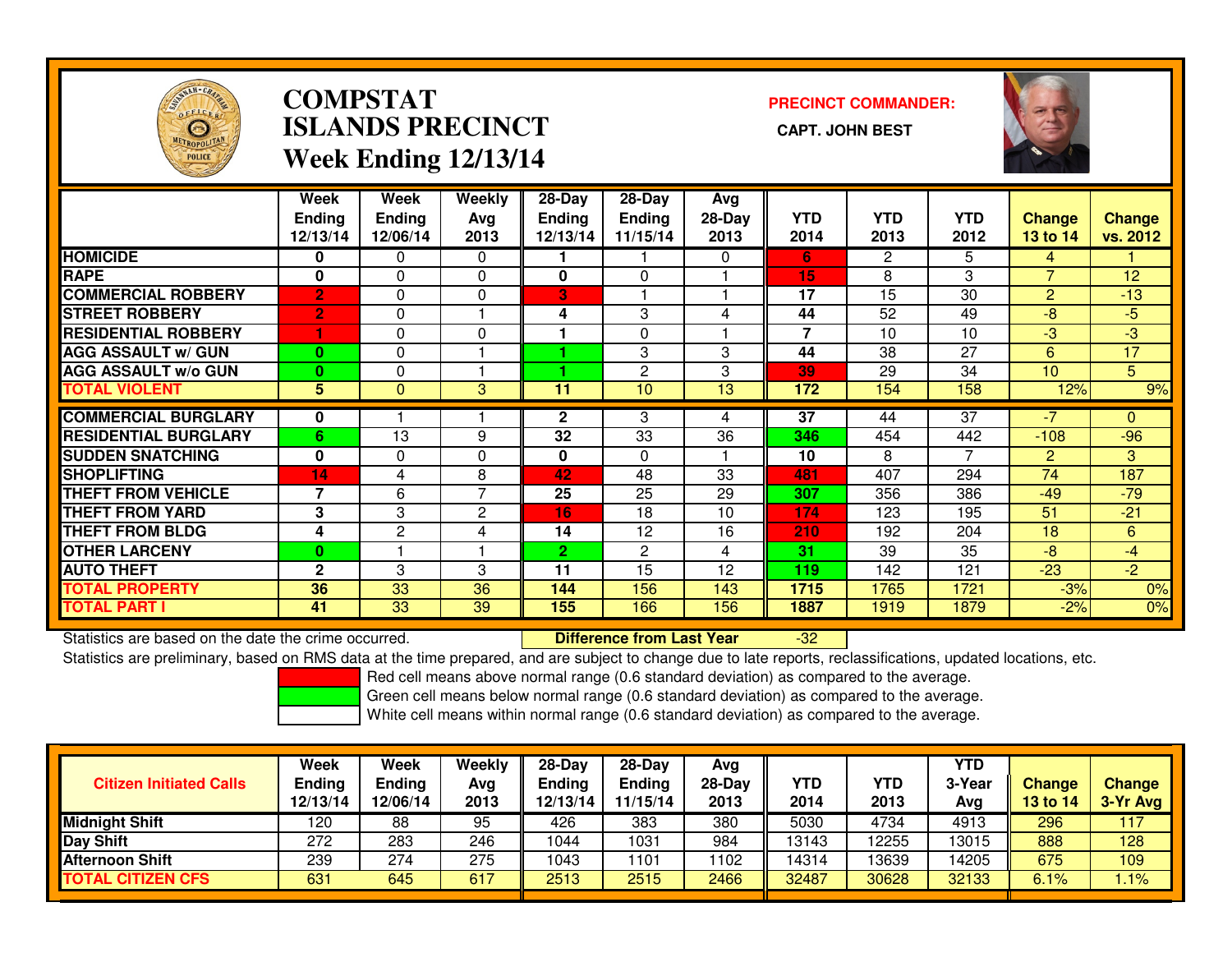# COMPSTAT
# ISLANDS PRECINCT
## Week Ending 12/13/14

**PRECINCT COMMANDER:**

**CAPT. JOHN BEST**

| | Week Ending 12/13/14 | Week Ending 12/06/14 | Weekly Avg 2013 | 28-Day Ending 12/13/14 | 28-Day Ending 11/15/14 | Avg 28-Day 2013 | YTD 2014 | YTD 2013 | YTD 2012 | Change 13 to 14 | Change vs. 2012 |
|---|---|---|---|---|---|---|---|---|---|---|---|
| HOMICIDE | 0 | 0 | 0 | 1 | 1 | 0 | 6 | 2 | 5 | 4 | 1 |
| RAPE | 0 | 0 | 0 | 0 | 0 | 1 | 15 | 8 | 3 | 7 | 12 |
| COMMERCIAL ROBBERY | 2 | 0 | 0 | 3 | 1 | 1 | 17 | 15 | 30 | 2 | -13 |
| STREET ROBBERY | 2 | 0 | 1 | 4 | 3 | 4 | 44 | 52 | 49 | -8 | -5 |
| RESIDENTIAL ROBBERY | 1 | 0 | 0 | 1 | 0 | 1 | 7 | 10 | 10 | -3 | -3 |
| AGG ASSAULT w/ GUN | 0 | 0 | 1 | 1 | 3 | 3 | 44 | 38 | 27 | 6 | 17 |
| AGG ASSAULT w/o GUN | 0 | 0 | 1 | 1 | 2 | 3 | 39 | 29 | 34 | 10 | 5 |
| TOTAL VIOLENT | 5 | 0 | 3 | 11 | 10 | 13 | 172 | 154 | 158 | 12% | 9% |
| COMMERCIAL BURGLARY | 0 | 1 | 1 | 2 | 3 | 4 | 37 | 44 | 37 | -7 | 0 |
| RESIDENTIAL BURGLARY | 6 | 13 | 9 | 32 | 33 | 36 | 346 | 454 | 442 | -108 | -96 |
| SUDDEN SNATCHING | 0 | 0 | 0 | 0 | 0 | 1 | 10 | 8 | 7 | 2 | 3 |
| SHOPLIFTING | 14 | 4 | 8 | 42 | 48 | 33 | 481 | 407 | 294 | 74 | 187 |
| THEFT FROM VEHICLE | 7 | 6 | 7 | 25 | 25 | 29 | 307 | 356 | 386 | -49 | -79 |
| THEFT FROM YARD | 3 | 3 | 2 | 16 | 18 | 10 | 174 | 123 | 195 | 51 | -21 |
| THEFT FROM BLDG | 4 | 2 | 4 | 14 | 12 | 16 | 210 | 192 | 204 | 18 | 6 |
| OTHER LARCENY | 0 | 1 | 1 | 2 | 2 | 4 | 31 | 39 | 35 | -8 | -4 |
| AUTO THEFT | 2 | 3 | 3 | 11 | 15 | 12 | 119 | 142 | 121 | -23 | -2 |
| TOTAL PROPERTY | 36 | 33 | 36 | 144 | 156 | 143 | 1715 | 1765 | 1721 | -3% | 0% |
| TOTAL PART I | 41 | 33 | 39 | 155 | 166 | 156 | 1887 | 1919 | 1879 | -2% | 0% |

Statistics are based on the date the crime occurred. **Difference from Last Year** -32

Statistics are preliminary, based on RMS data at the time prepared, and are subject to change due to late reports, reclassifications, updated locations, etc.

Red cell means above normal range (0.6 standard deviation) as compared to the average.

Green cell means below normal range (0.6 standard deviation) as compared to the average.

White cell means within normal range (0.6 standard deviation) as compared to the average.

| Citizen Initiated Calls | Week Ending 12/13/14 | Week Ending 12/06/14 | Weekly Avg 2013 | 28-Day Ending 12/13/14 | 28-Day Ending 11/15/14 | Avg 28-Day 2013 | YTD 2014 | YTD 2013 | YTD 3-Year Avg | Change 13 to 14 | Change 3-Yr Avg |
|---|---|---|---|---|---|---|---|---|---|---|---|
| Midnight Shift | 120 | 88 | 95 | 426 | 383 | 380 | 5030 | 4734 | 4913 | 296 | 117 |
| Day Shift | 272 | 283 | 246 | 1044 | 1031 | 984 | 13143 | 12255 | 13015 | 888 | 128 |
| Afternoon Shift | 239 | 274 | 275 | 1043 | 1101 | 1102 | 14314 | 13639 | 14205 | 675 | 109 |
| TOTAL CITIZEN CFS | 631 | 645 | 617 | 2513 | 2515 | 2466 | 32487 | 30628 | 32133 | 6.1% | 1.1% |